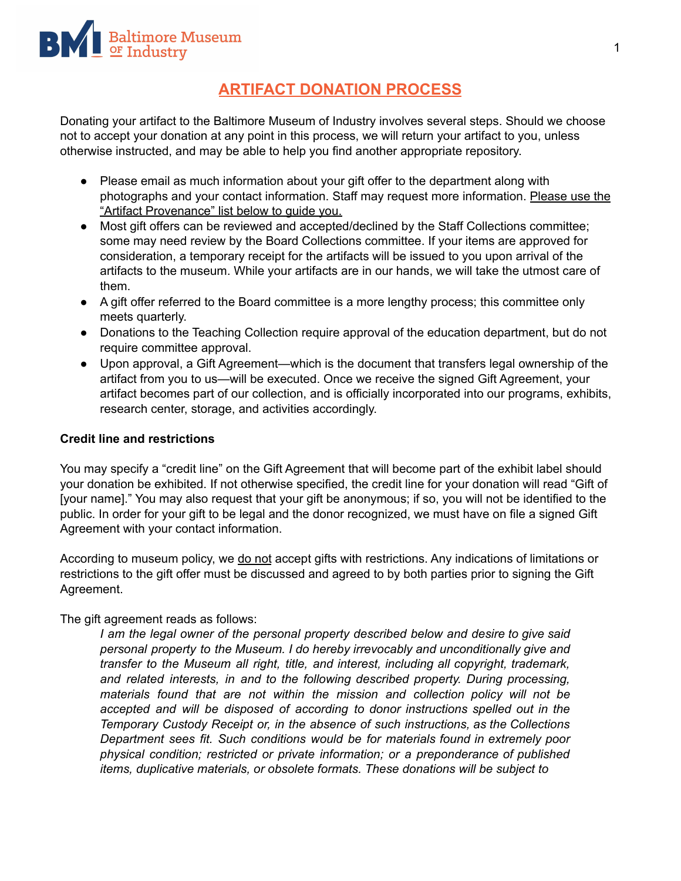# ARTIFACT DONATION PROCESS

Donating your artifact to the Baltimore Museum of Industry involves several steps. Should we choose not to accept your donation at any point in this process, we will return your artifact to you, unless otherwise instructed, and may be able to help you find another appropriate repository.

- Please email as much information about your gift offer to the department along with photographs and your contact information. Staff may request more information. Please use the "Artifact Provenance" list below to guide you.
- Most gift offers can be reviewed and accepted/declined by the Staff Collections committee; some may need review by the Board Collections committee. If your items are approved for consideration, a temporary receipt for the artifacts will be issued to you upon arrival of the artifacts to the museum. While your artifacts are in our hands, we will take the utmost care of them.
- A gift offer referred to the Board committee is a more lengthy process; this committee only meets quarterly.
- Donations to the Teaching Collection require approval of the education department, but do not require committee approval.
- Upon approval, a Gift Agreement—which is the document that transfers legal ownership of the artifact from you to us—will be executed. Once we receive the signed Gift Agreement, your artifact becomes part of our collection, and is officially incorporated into our programs, exhibits, research center, storage, and activities accordingly.

**Credit line and restrictions**

You may specify a "credit line" on the Gift Agreement that will become part of the exhibit label should your donation be exhibited. If not otherwise specified, the credit line for your donation will read "Gift of [your name]." You may also request that your gift be anonymous; if so, you will not be identified to the public. In order for your gift to be legal and the donor recognized, we must have on file a signed Gift Agreement with your contact information.

According to museum policy, we do not accept gifts with restrictions. Any indications of limitations or restrictions to the gift offer must be discussed and agreed to by both parties prior to signing the Gift Agreement.

The gift agreement reads as follows:

> *I am the legal owner of the personal property described below and desire to give said personal property to the Museum. I do hereby irrevocably and unconditionally give and transfer to the Museum all right, title, and interest, including all copyright, trademark, and related interests, in and to the following described property. During processing, materials found that are not within the mission and collection policy will not be accepted and will be disposed of according to donor instructions spelled out in the Temporary Custody Receipt or, in the absence of such instructions, as the Collections Department sees fit. Such conditions would be for materials found in extremely poor physical condition; restricted or private information; or a preponderance of published items, duplicative materials, or obsolete formats. These donations will be subject to*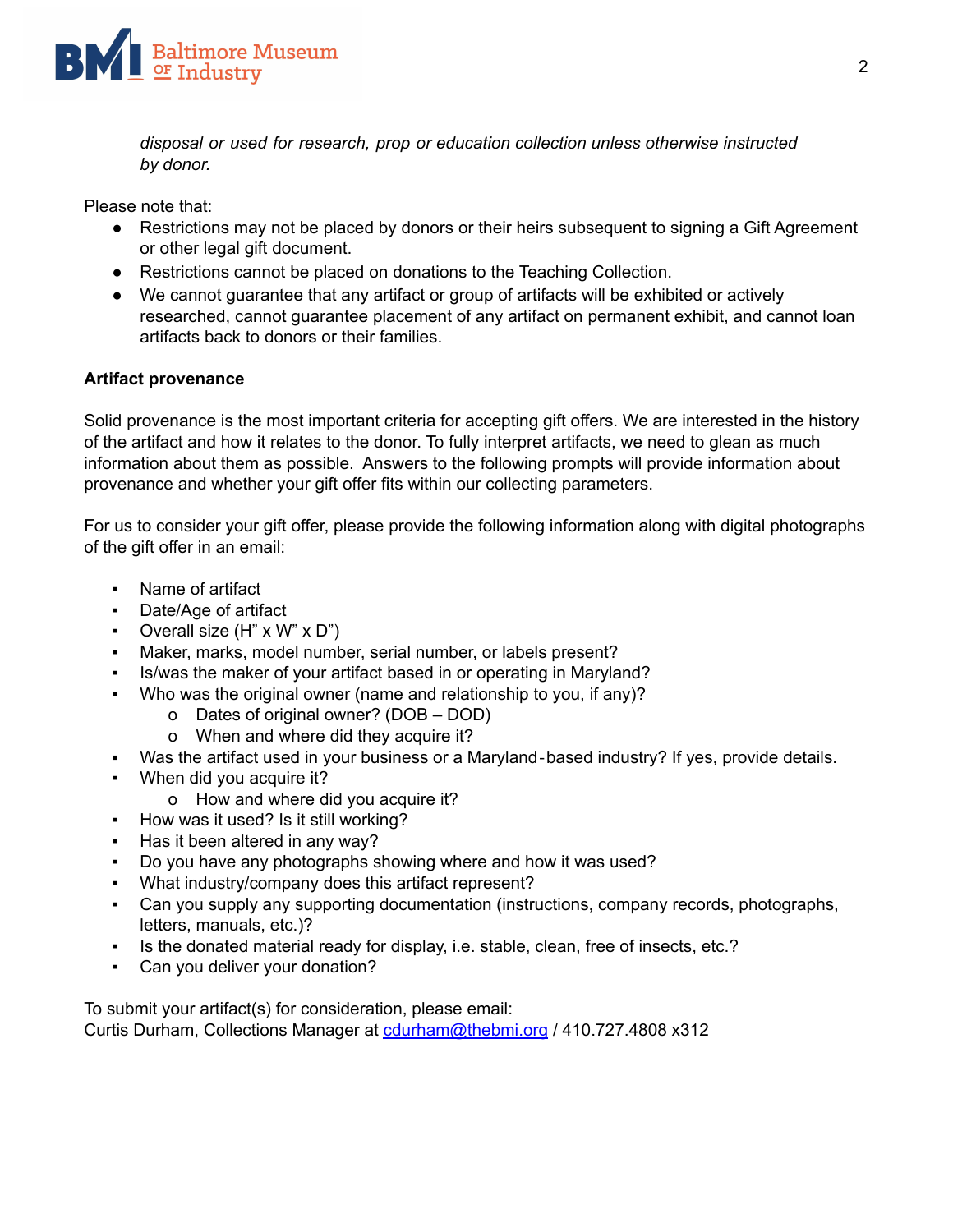*disposal or used for research, prop or education collection unless otherwise instructed by donor.*

Please note that:

- Restrictions may not be placed by donors or their heirs subsequent to signing a Gift Agreement or other legal gift document.
- Restrictions cannot be placed on donations to the Teaching Collection.
- We cannot guarantee that any artifact or group of artifacts will be exhibited or actively researched, cannot guarantee placement of any artifact on permanent exhibit, and cannot loan artifacts back to donors or their families.

**Artifact provenance**

Solid provenance is the most important criteria for accepting gift offers. We are interested in the history of the artifact and how it relates to the donor. To fully interpret artifacts, we need to glean as much information about them as possible. Answers to the following prompts will provide information about provenance and whether your gift offer fits within our collecting parameters.

For us to consider your gift offer, please provide the following information along with digital photographs of the gift offer in an email:

- Name of artifact
- Date/Age of artifact
- Overall size (H" x W" x D")
- Maker, marks, model number, serial number, or labels present?
- Is/was the maker of your artifact based in or operating in Maryland?
- Who was the original owner (name and relationship to you, if any)?
  - Dates of original owner? (DOB – DOD)
  - When and where did they acquire it?
- Was the artifact used in your business or a Maryland-based industry? If yes, provide details.
- When did you acquire it?
  - How and where did you acquire it?
- How was it used? Is it still working?
- Has it been altered in any way?
- Do you have any photographs showing where and how it was used?
- What industry/company does this artifact represent?
- Can you supply any supporting documentation (instructions, company records, photographs, letters, manuals, etc.)?
- Is the donated material ready for display, i.e. stable, clean, free of insects, etc.?
- Can you deliver your donation?

To submit your artifact(s) for consideration, please email:
Curtis Durham, Collections Manager at cdurham@thebmi.org / 410.727.4808 x312